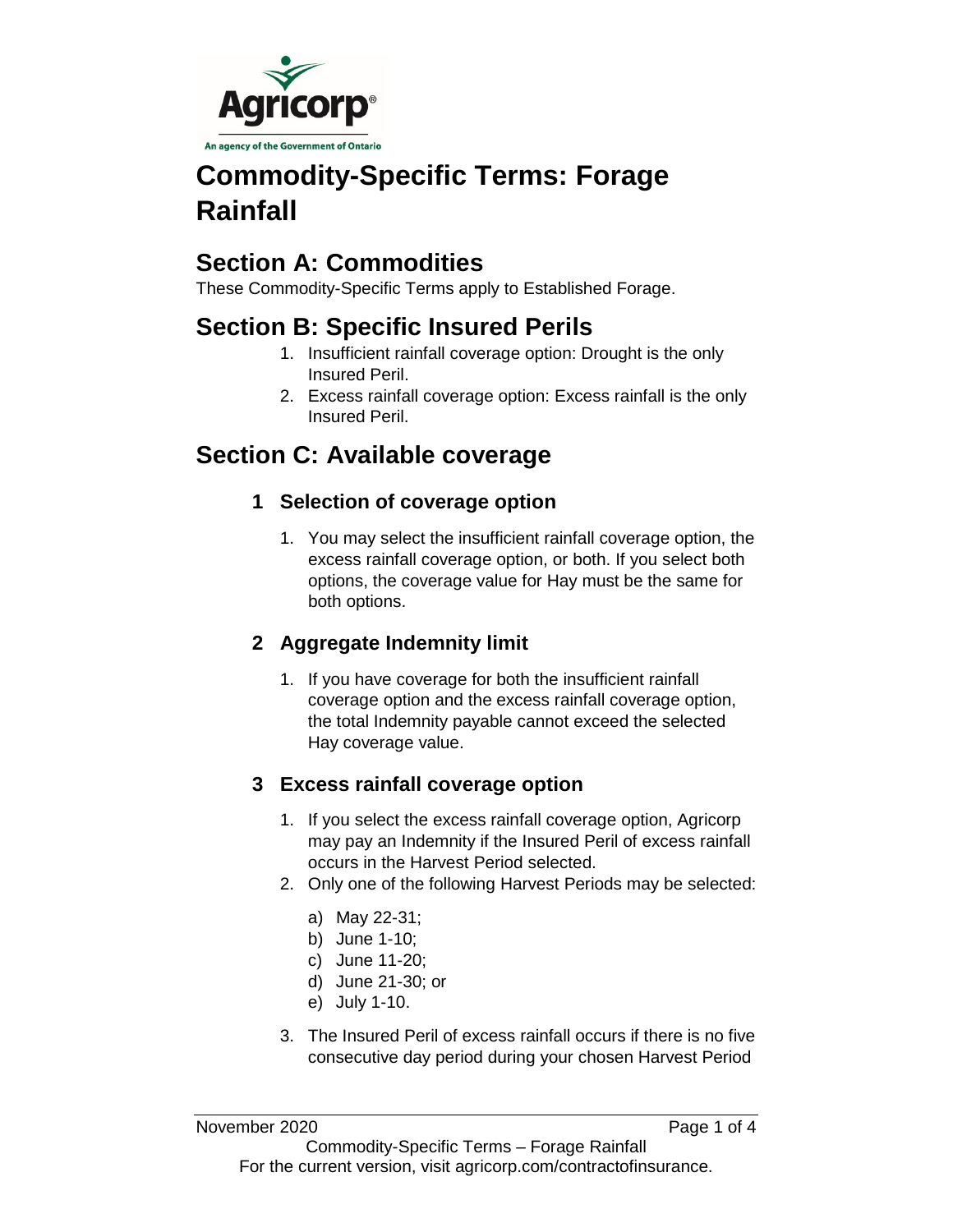# Commodity-Specific Terms: Forage Rainfall

## Section A: Commodities

These Commodity-Specific Terms apply to Established Forage.

## Section B: Specific Insured Perils

1. Insufficient rainfall coverage option: Drought is the only Insured Peril.
2. Excess rainfall coverage option: Excess rainfall is the only Insured Peril.

## Section C: Available coverage

### 1 Selection of coverage option

1. You may select the insufficient rainfall coverage option, the excess rainfall coverage option, or both. If you select both options, the coverage value for Hay must be the same for both options.

### 2 Aggregate Indemnity limit

1. If you have coverage for both the insufficient rainfall coverage option and the excess rainfall coverage option, the total Indemnity payable cannot exceed the selected Hay coverage value.

### 3 Excess rainfall coverage option

1. If you select the excess rainfall coverage option, Agricorp may pay an Indemnity if the Insured Peril of excess rainfall occurs in the Harvest Period selected.
2. Only one of the following Harvest Periods may be selected:
   a) May 22-31;
   b) June 1-10;
   c) June 11-20;
   d) June 21-30; or
   e) July 1-10.
3. The Insured Peril of excess rainfall occurs if there is no five consecutive day period during your chosen Harvest Period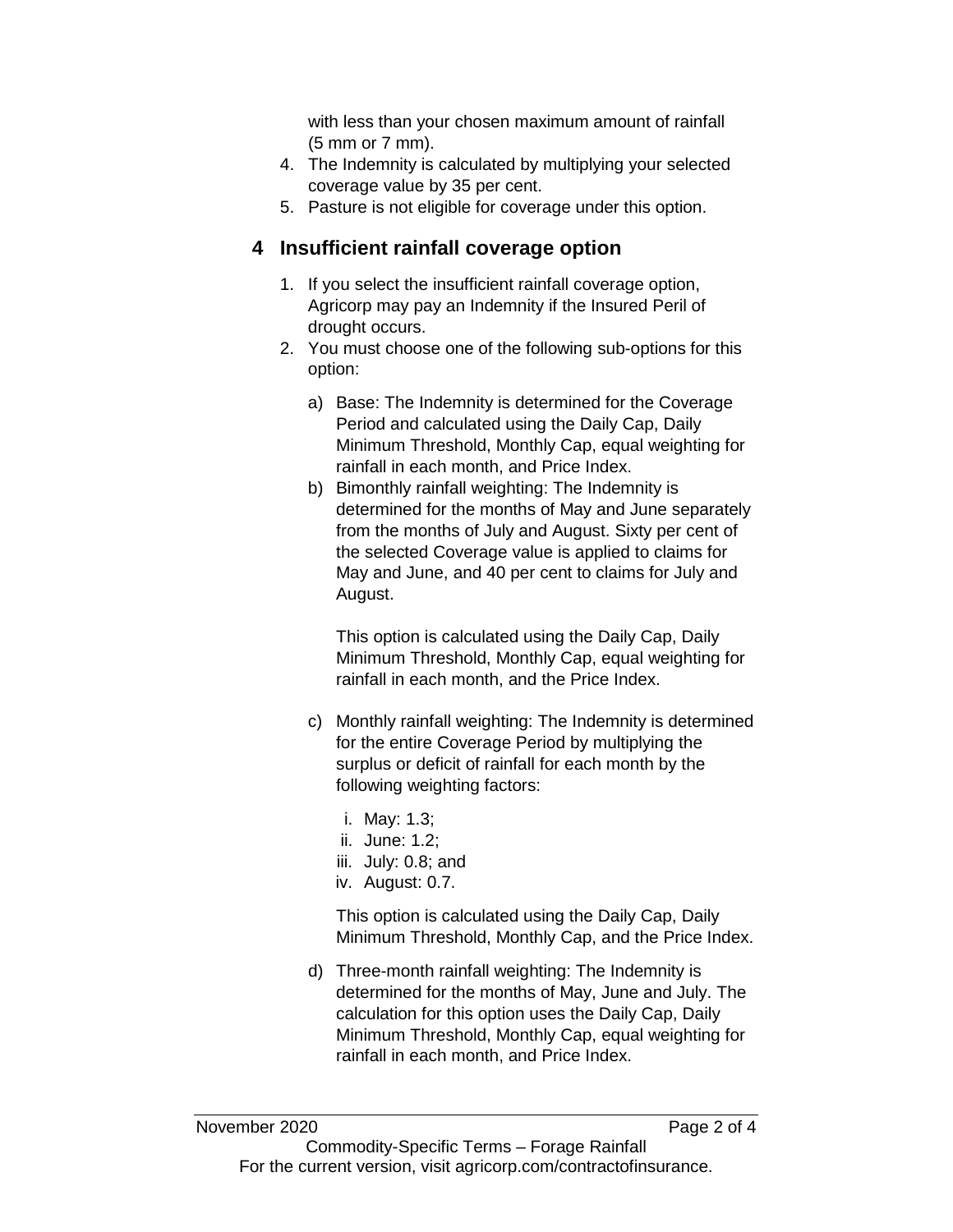with less than your chosen maximum amount of rainfall (5 mm or 7 mm).

4. The Indemnity is calculated by multiplying your selected coverage value by 35 per cent.
5. Pasture is not eligible for coverage under this option.

## 4 Insufficient rainfall coverage option

1. If you select the insufficient rainfall coverage option, Agricorp may pay an Indemnity if the Insured Peril of drought occurs.
2. You must choose one of the following sub-options for this option:

   a) Base: The Indemnity is determined for the Coverage Period and calculated using the Daily Cap, Daily Minimum Threshold, Monthly Cap, equal weighting for rainfall in each month, and Price Index.

   b) Bimonthly rainfall weighting: The Indemnity is determined for the months of May and June separately from the months of July and August. Sixty per cent of the selected Coverage value is applied to claims for May and June, and 40 per cent to claims for July and August.

      This option is calculated using the Daily Cap, Daily Minimum Threshold, Monthly Cap, equal weighting for rainfall in each month, and the Price Index.

   c) Monthly rainfall weighting: The Indemnity is determined for the entire Coverage Period by multiplying the surplus or deficit of rainfall for each month by the following weighting factors:

      i. May: 1.3;
      ii. June: 1.2;
      iii. July: 0.8; and
      iv. August: 0.7.

      This option is calculated using the Daily Cap, Daily Minimum Threshold, Monthly Cap, and the Price Index.

   d) Three-month rainfall weighting: The Indemnity is determined for the months of May, June and July. The calculation for this option uses the Daily Cap, Daily Minimum Threshold, Monthly Cap, equal weighting for rainfall in each month, and Price Index.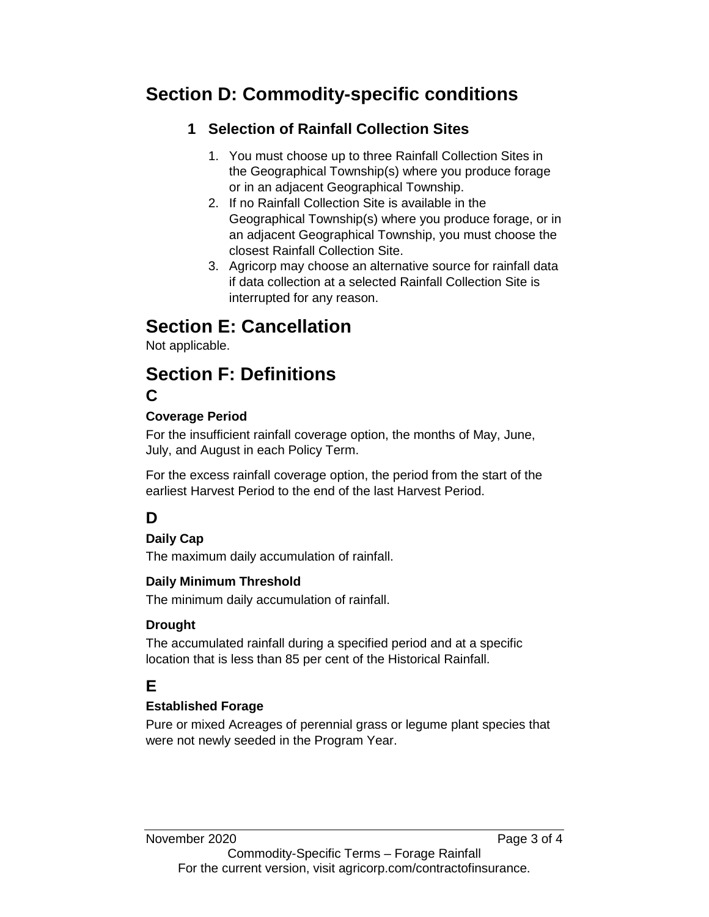## Section D: Commodity-specific conditions

### 1 Selection of Rainfall Collection Sites

1. You must choose up to three Rainfall Collection Sites in the Geographical Township(s) where you produce forage or in an adjacent Geographical Township.
2. If no Rainfall Collection Site is available in the Geographical Township(s) where you produce forage, or in an adjacent Geographical Township, you must choose the closest Rainfall Collection Site.
3. Agricorp may choose an alternative source for rainfall data if data collection at a selected Rainfall Collection Site is interrupted for any reason.

## Section E: Cancellation

Not applicable.

## Section F: Definitions

### C

#### Coverage Period

For the insufficient rainfall coverage option, the months of May, June, July, and August in each Policy Term.

For the excess rainfall coverage option, the period from the start of the earliest Harvest Period to the end of the last Harvest Period.

### D

#### Daily Cap

The maximum daily accumulation of rainfall.

#### Daily Minimum Threshold

The minimum daily accumulation of rainfall.

#### Drought

The accumulated rainfall during a specified period and at a specific location that is less than 85 per cent of the Historical Rainfall.

### E

#### Established Forage

Pure or mixed Acreages of perennial grass or legume plant species that were not newly seeded in the Program Year.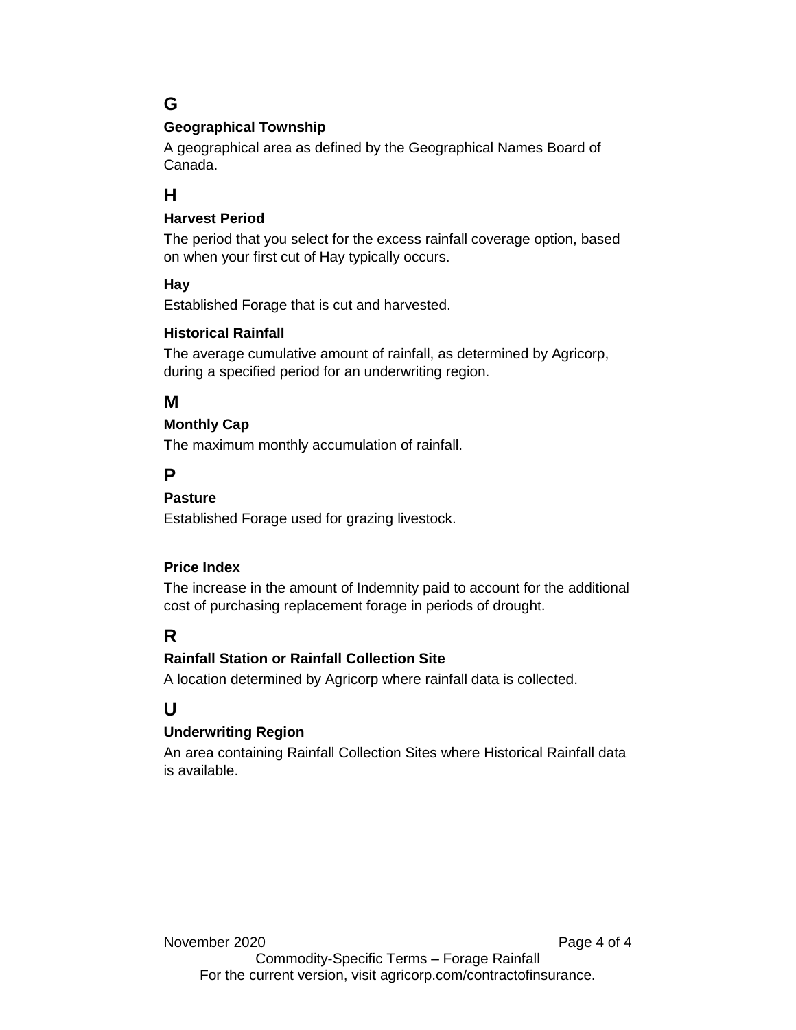## G

### Geographical Township

A geographical area as defined by the Geographical Names Board of Canada.

## H

### Harvest Period

The period that you select for the excess rainfall coverage option, based on when your first cut of Hay typically occurs.

### Hay

Established Forage that is cut and harvested.

### Historical Rainfall

The average cumulative amount of rainfall, as determined by Agricorp, during a specified period for an underwriting region.

## M

### Monthly Cap

The maximum monthly accumulation of rainfall.

## P

### Pasture

Established Forage used for grazing livestock.

### Price Index

The increase in the amount of Indemnity paid to account for the additional cost of purchasing replacement forage in periods of drought.

## R

### Rainfall Station or Rainfall Collection Site

A location determined by Agricorp where rainfall data is collected.

## U

### Underwriting Region

An area containing Rainfall Collection Sites where Historical Rainfall data is available.